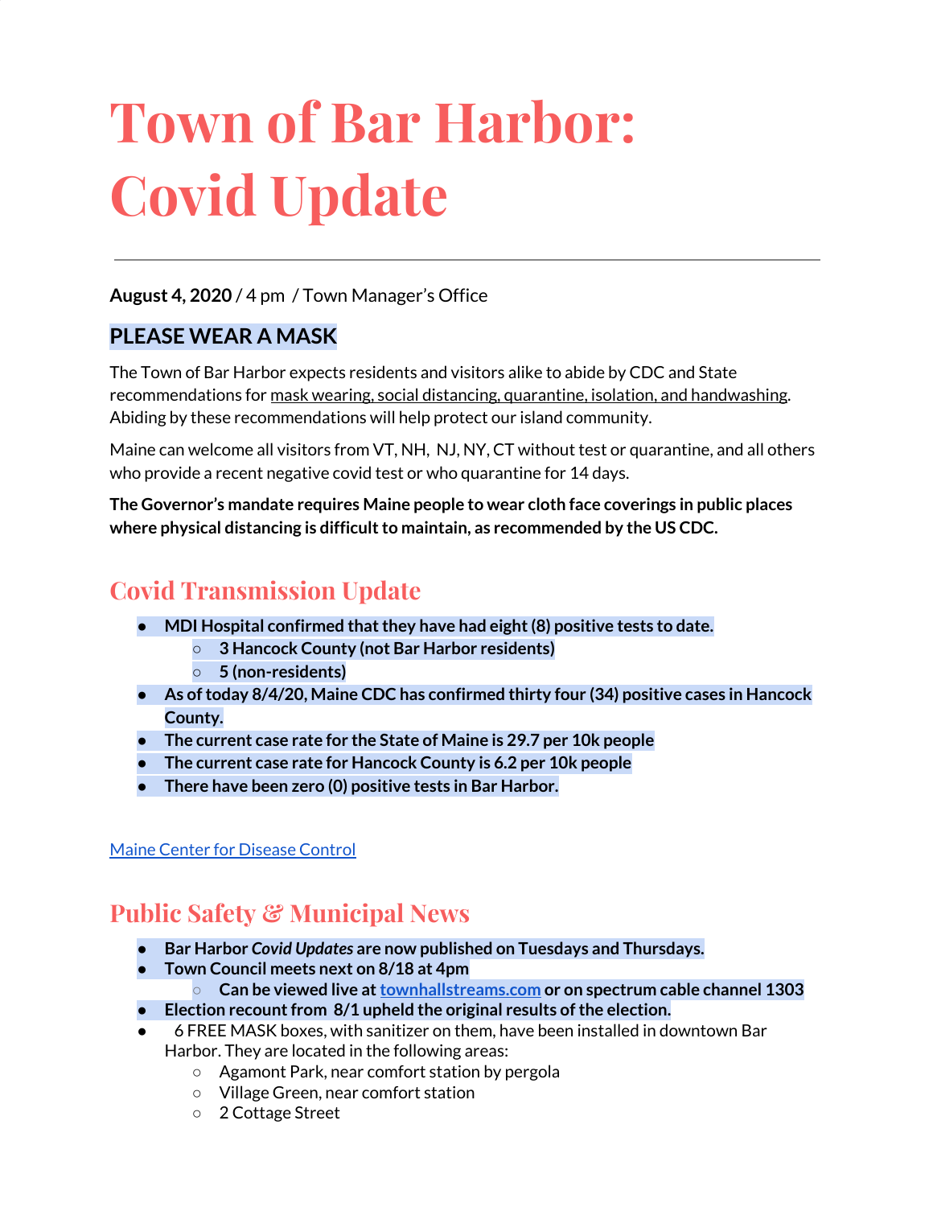# Town of Bar Harbor: Covid Update

**August 4, 2020** / 4 pm / Town Manager's Office

### PLEASE WEAR A MASK

The Town of Bar Harbor expects residents and visitors alike to abide by CDC and State recommendations for mask wearing, social distancing, quarantine, isolation, and handwashing. Abiding by these recommendations will help protect our island community.

Maine can welcome all visitors from VT, NH, NJ, NY, CT without test or quarantine, and all others who provide a recent negative covid test or who quarantine for 14 days.

**The Governor's mandate requires Maine people to wear cloth face coverings in public places where physical distancing is difficult to maintain, as recommended by the US CDC.**

## Covid Transmission Update

- **MDI Hospital confirmed that they have had eight (8) positive tests to date.**
  - **3 Hancock County (not Bar Harbor residents)**
  - **5 (non-residents)**
- **As of today 8/4/20, Maine CDC has confirmed thirty four (34) positive cases in Hancock County.**
- **The current case rate for the State of Maine is 29.7 per 10k people**
- **The current case rate for Hancock County is 6.2 per 10k people**
- **There have been zero (0) positive tests in Bar Harbor.**

Maine Center for Disease Control

## Public Safety & Municipal News

- **Bar Harbor *Covid Updates* are now published on Tuesdays and Thursdays.**
- **Town Council meets next on 8/18 at 4pm**
  - **Can be viewed live at townhallstreams.com or on spectrum cable channel 1303**
- **Election recount from 8/1 upheld the original results of the election.**
- 6 FREE MASK boxes, with sanitizer on them, have been installed in downtown Bar Harbor. They are located in the following areas:
  - Agamont Park, near comfort station by pergola
  - Village Green, near comfort station
  - 2 Cottage Street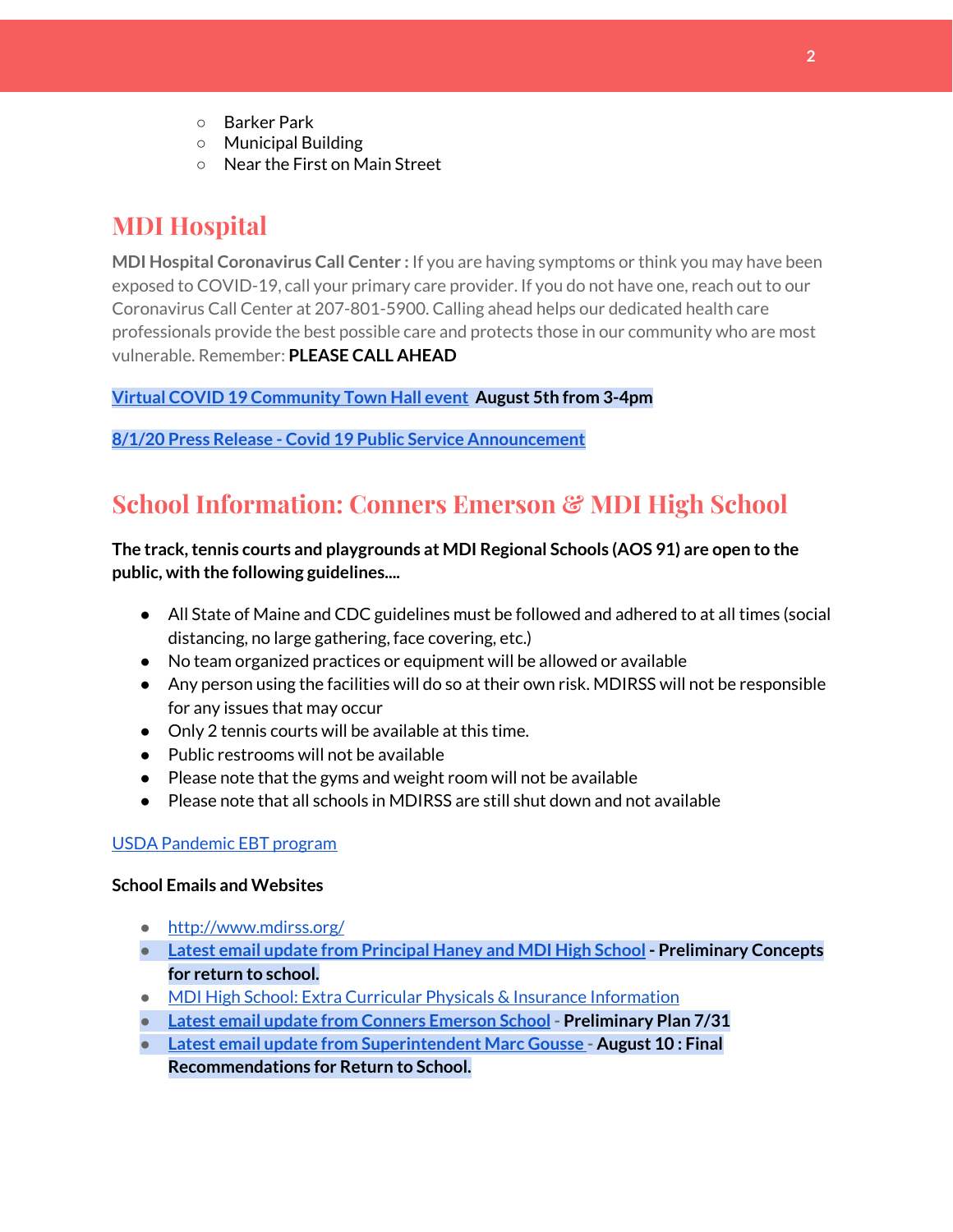- Barker Park
- Municipal Building
- Near the First on Main Street

## MDI Hospital

**MDI Hospital Coronavirus Call Center :** If you are having symptoms or think you may have been exposed to COVID-19, call your primary care provider. If you do not have one, reach out to our Coronavirus Call Center at 207-801-5900. Calling ahead helps our dedicated health care professionals provide the best possible care and protects those in our community who are most vulnerable. Remember: **PLEASE CALL AHEAD**

**Virtual COVID 19 Community Town Hall event August 5th from 3-4pm**

**8/1/20 Press Release - Covid 19 Public Service Announcement**

## School Information: Conners Emerson & MDI High School

**The track, tennis courts and playgrounds at MDI Regional Schools (AOS 91) are open to the public, with the following guidelines....**

- All State of Maine and CDC guidelines must be followed and adhered to at all times (social distancing, no large gathering, face covering, etc.)
- No team organized practices or equipment will be allowed or available
- Any person using the facilities will do so at their own risk. MDIRSS will not be responsible for any issues that may occur
- Only 2 tennis courts will be available at this time.
- Public restrooms will not be available
- Please note that the gyms and weight room will not be available
- Please note that all schools in MDIRSS are still shut down and not available

USDA Pandemic EBT program

**School Emails and Websites**

- http://www.mdirss.org/
- **Latest email update from Principal Haney and MDI High School - Preliminary Concepts for return to school.**
- MDI High School: Extra Curricular Physicals & Insurance Information
- **Latest email update from Conners Emerson School - Preliminary Plan 7/31**
- **Latest email update from Superintendent Marc Gousse - August 10 : Final Recommendations for Return to School.**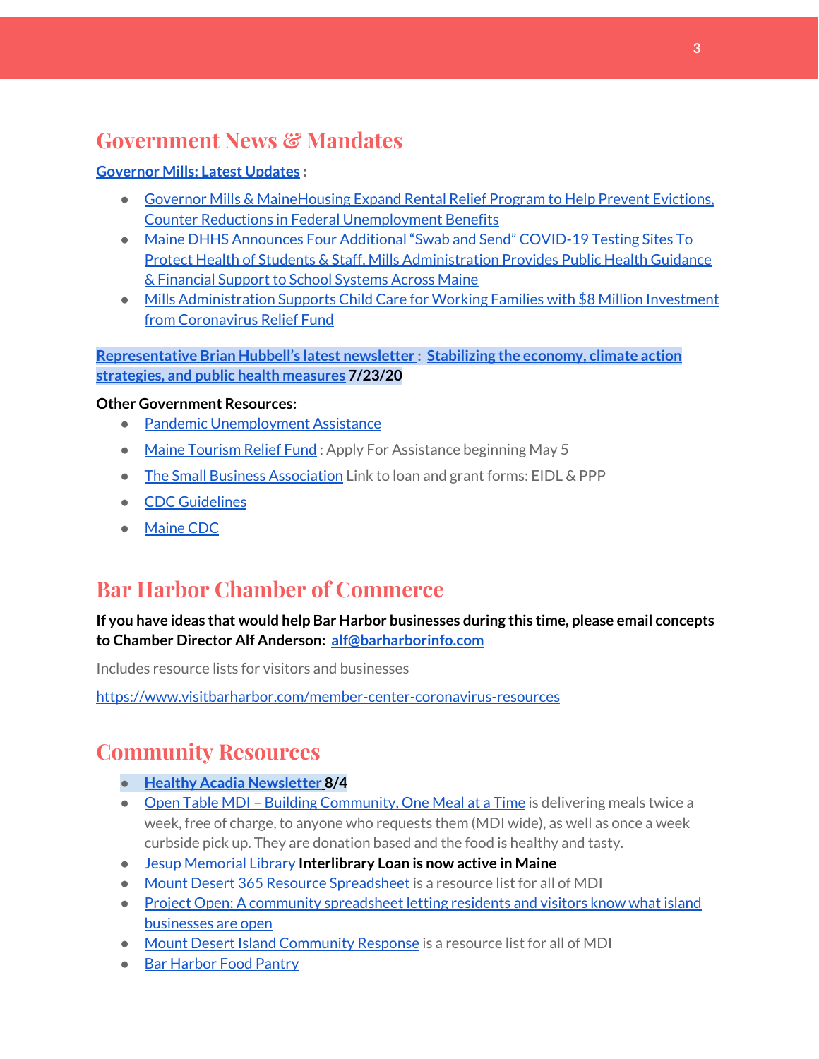## Government News & Mandates

**Governor Mills: Latest Updates :**

- Governor Mills & MaineHousing Expand Rental Relief Program to Help Prevent Evictions, Counter Reductions in Federal Unemployment Benefits
- Maine DHHS Announces Four Additional "Swab and Send" COVID-19 Testing Sites To Protect Health of Students & Staff, Mills Administration Provides Public Health Guidance & Financial Support to School Systems Across Maine
- Mills Administration Supports Child Care for Working Families with $8 Million Investment from Coronavirus Relief Fund

**Representative Brian Hubbell's latest newsletter : Stabilizing the economy, climate action strategies, and public health measures 7/23/20**

**Other Government Resources:**

- Pandemic Unemployment Assistance
- Maine Tourism Relief Fund : Apply For Assistance beginning May 5
- The Small Business Association Link to loan and grant forms: EIDL & PPP
- CDC Guidelines
- Maine CDC

## Bar Harbor Chamber of Commerce

**If you have ideas that would help Bar Harbor businesses during this time, please email concepts to Chamber Director Alf Anderson: alf@barharborinfo.com**

Includes resource lists for visitors and businesses

https://www.visitbarharbor.com/member-center-coronavirus-resources

## Community Resources

- **Healthy Acadia Newsletter 8/4**
- Open Table MDI – Building Community, One Meal at a Time is delivering meals twice a week, free of charge, to anyone who requests them (MDI wide), as well as once a week curbside pick up. They are donation based and the food is healthy and tasty.
- Jesup Memorial Library **Interlibrary Loan is now active in Maine**
- Mount Desert 365 Resource Spreadsheet is a resource list for all of MDI
- Project Open: A community spreadsheet letting residents and visitors know what island businesses are open
- Mount Desert Island Community Response is a resource list for all of MDI
- Bar Harbor Food Pantry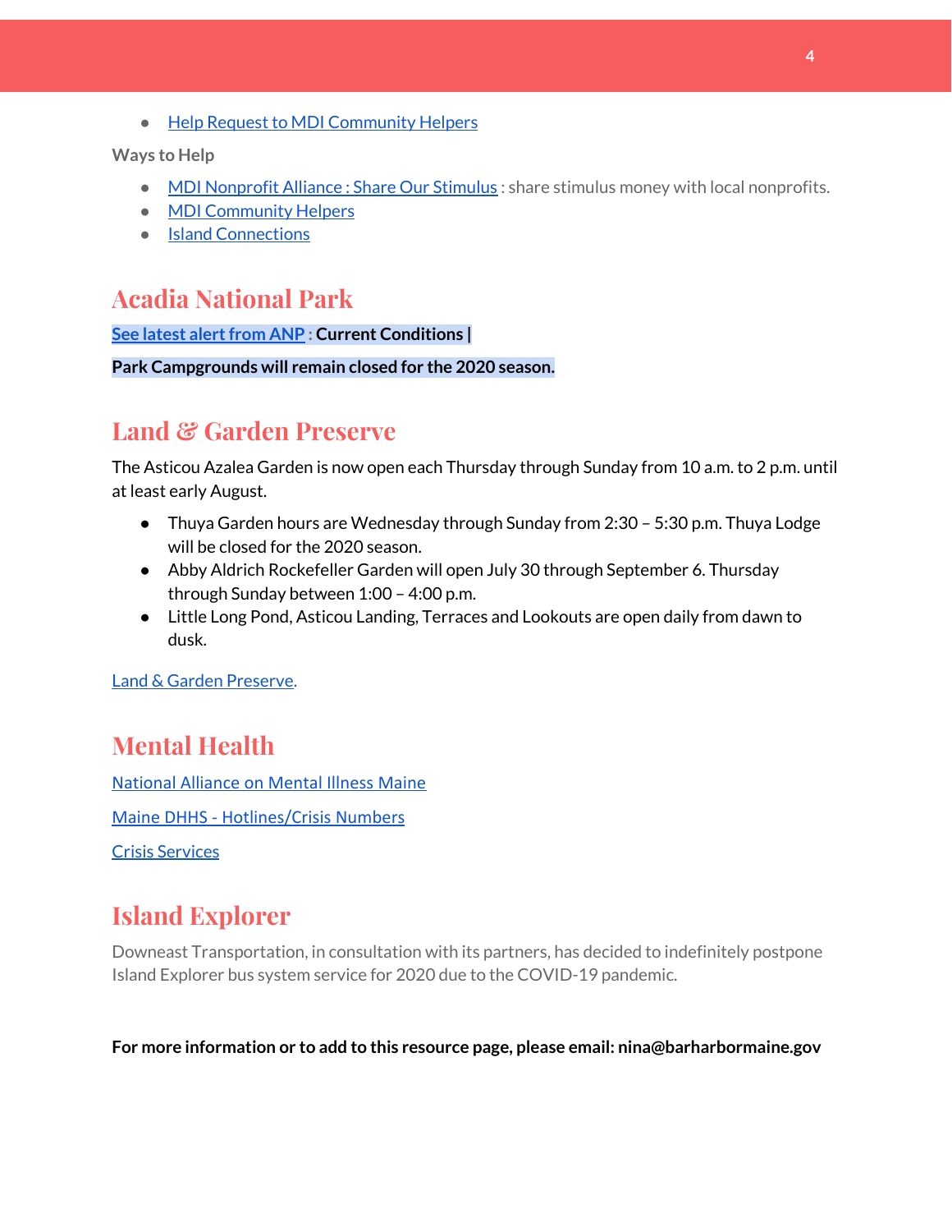- Help Request to MDI Community Helpers

Ways to Help

- MDI Nonprofit Alliance : Share Our Stimulus : share stimulus money with local nonprofits.
- MDI Community Helpers
- Island Connections

## Acadia National Park

**See latest alert from ANP : Current Conditions |**

**Park Campgrounds will remain closed for the 2020 season.**

## Land & Garden Preserve

The Asticou Azalea Garden is now open each Thursday through Sunday from 10 a.m. to 2 p.m. until at least early August.

- Thuya Garden hours are Wednesday through Sunday from 2:30 – 5:30 p.m. Thuya Lodge will be closed for the 2020 season.
- Abby Aldrich Rockefeller Garden will open July 30 through September 6. Thursday through Sunday between 1:00 – 4:00 p.m.
- Little Long Pond, Asticou Landing, Terraces and Lookouts are open daily from dawn to dusk.

Land & Garden Preserve.

## Mental Health

National Alliance on Mental Illness Maine

Maine DHHS - Hotlines/Crisis Numbers

Crisis Services

## Island Explorer

Downeast Transportation, in consultation with its partners, has decided to indefinitely postpone Island Explorer bus system service for 2020 due to the COVID-19 pandemic.

**For more information or to add to this resource page, please email: nina@barharbormaine.gov**